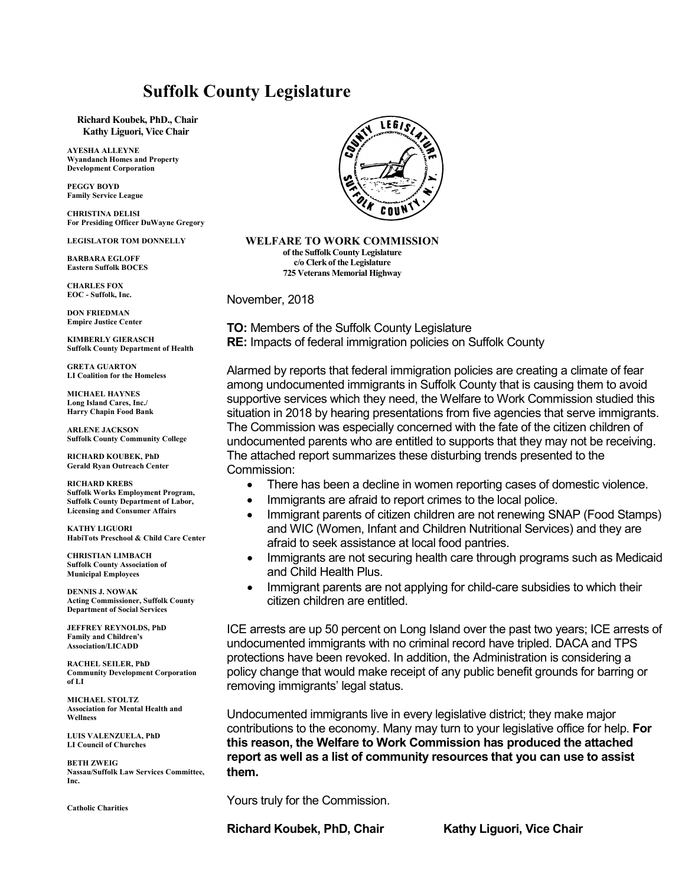# Suffolk County Legislature

**Richard Koubek, PhD., Chair**
**Kathy Liguori, Vice Chair**

**AYESHA ALLEYNE**
Wyandanch Homes and Property Development Corporation

**PEGGY BOYD**
Family Service League

**CHRISTINA DELISI**
For Presiding Officer DuWayne Gregory

**LEGISLATOR TOM DONNELLY**

**BARBARA EGLOFF**
Eastern Suffolk BOCES

**CHARLES FOX**
EOC - Suffolk, Inc.

**DON FRIEDMAN**
Empire Justice Center

**KIMBERLY GIERASCH**
Suffolk County Department of Health

**GRETA GUARTON**
LI Coalition for the Homeless

**MICHAEL HAYNES**
Long Island Cares, Inc./ Harry Chapin Food Bank

**ARLENE JACKSON**
Suffolk County Community College

**RICHARD KOUBEK, PhD**
Gerald Ryan Outreach Center

**RICHARD KREBS**
Suffolk Works Employment Program, Suffolk County Department of Labor, Licensing and Consumer Affairs

**KATHY LIGUORI**
HabiTots Preschool & Child Care Center

**CHRISTIAN LIMBACH**
Suffolk County Association of Municipal Employees

**DENNIS J. NOWAK**
Acting Commissioner, Suffolk County Department of Social Services

**JEFFREY REYNOLDS, PhD**
Family and Children's Association/LICADD

**RACHEL SEILER, PhD**
Community Development Corporation of LI

**MICHAEL STOLTZ**
Association for Mental Health and Wellness

**LUIS VALENZUELA, PhD**
LI Council of Churches

**BETH ZWEIG**
Nassau/Suffolk Law Services Committee, Inc.

**Catholic Charities**

**WELFARE TO WORK COMMISSION**
**of the Suffolk County Legislature**
**c/o Clerk of the Legislature**
**725 Veterans Memorial Highway**

November, 2018

**TO:** Members of the Suffolk County Legislature
**RE:** Impacts of federal immigration policies on Suffolk County

Alarmed by reports that federal immigration policies are creating a climate of fear among undocumented immigrants in Suffolk County that is causing them to avoid supportive services which they need, the Welfare to Work Commission studied this situation in 2018 by hearing presentations from five agencies that serve immigrants. The Commission was especially concerned with the fate of the citizen children of undocumented parents who are entitled to supports that they may not be receiving. The attached report summarizes these disturbing trends presented to the Commission:

- There has been a decline in women reporting cases of domestic violence.
- Immigrants are afraid to report crimes to the local police.
- Immigrant parents of citizen children are not renewing SNAP (Food Stamps) and WIC (Women, Infant and Children Nutritional Services) and they are afraid to seek assistance at local food pantries.
- Immigrants are not securing health care through programs such as Medicaid and Child Health Plus.
- Immigrant parents are not applying for child-care subsidies to which their citizen children are entitled.

ICE arrests are up 50 percent on Long Island over the past two years; ICE arrests of undocumented immigrants with no criminal record have tripled. DACA and TPS protections have been revoked. In addition, the Administration is considering a policy change that would make receipt of any public benefit grounds for barring or removing immigrants' legal status.

Undocumented immigrants live in every legislative district; they make major contributions to the economy. Many may turn to your legislative office for help. **For this reason, the Welfare to Work Commission has produced the attached report as well as a list of community resources that you can use to assist them.**

Yours truly for the Commission.

**Richard Koubek, PhD, Chair** **Kathy Liguori, Vice Chair**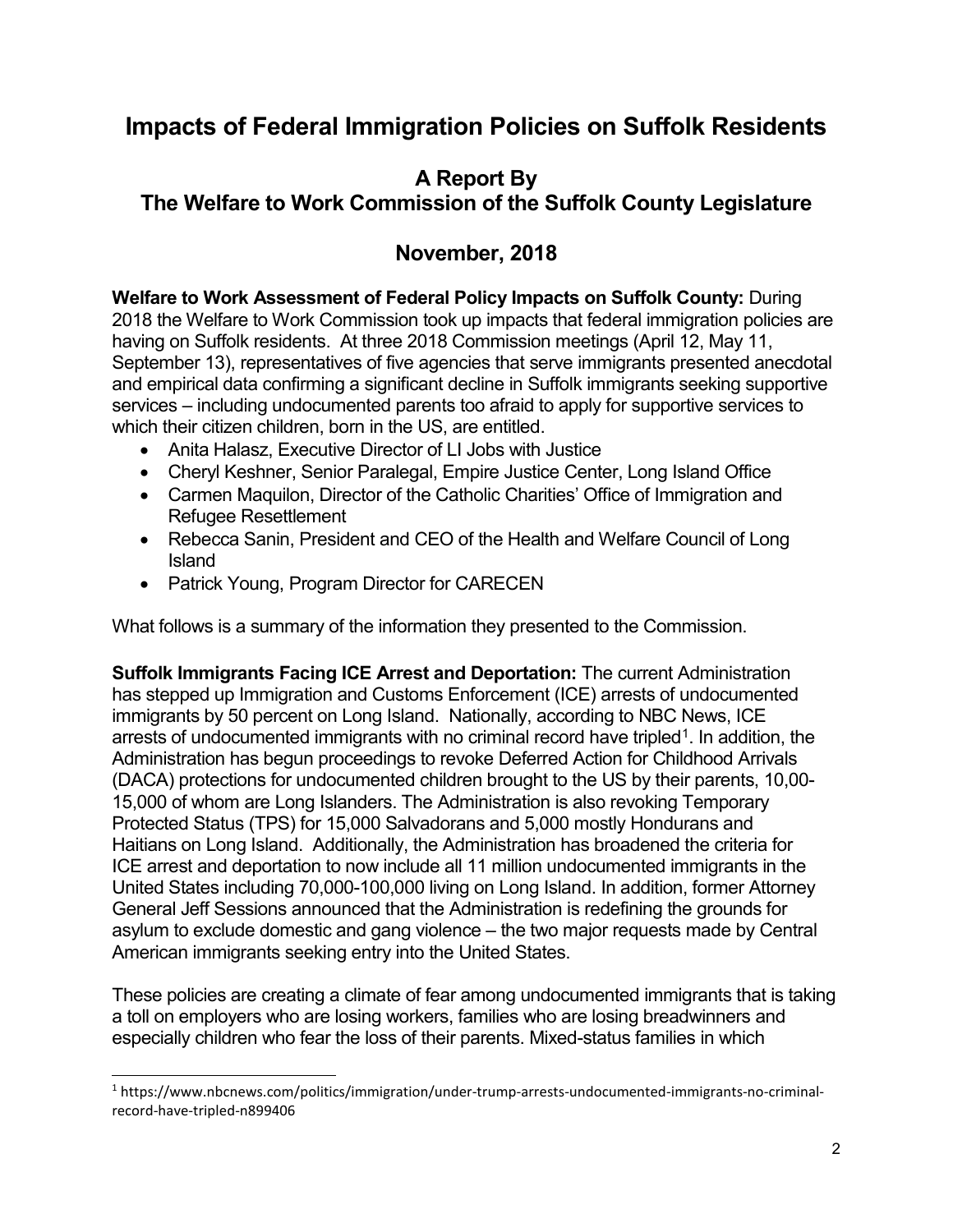# Impacts of Federal Immigration Policies on Suffolk Residents

## A Report By
## The Welfare to Work Commission of the Suffolk County Legislature

## November, 2018

**Welfare to Work Assessment of Federal Policy Impacts on Suffolk County:** During 2018 the Welfare to Work Commission took up impacts that federal immigration policies are having on Suffolk residents. At three 2018 Commission meetings (April 12, May 11, September 13), representatives of five agencies that serve immigrants presented anecdotal and empirical data confirming a significant decline in Suffolk immigrants seeking supportive services – including undocumented parents too afraid to apply for supportive services to which their citizen children, born in the US, are entitled.

- Anita Halasz, Executive Director of LI Jobs with Justice
- Cheryl Keshner, Senior Paralegal, Empire Justice Center, Long Island Office
- Carmen Maquilon, Director of the Catholic Charities' Office of Immigration and Refugee Resettlement
- Rebecca Sanin, President and CEO of the Health and Welfare Council of Long Island
- Patrick Young, Program Director for CARECEN

What follows is a summary of the information they presented to the Commission.

**Suffolk Immigrants Facing ICE Arrest and Deportation:** The current Administration has stepped up Immigration and Customs Enforcement (ICE) arrests of undocumented immigrants by 50 percent on Long Island. Nationally, according to NBC News, ICE arrests of undocumented immigrants with no criminal record have tripled[1]. In addition, the Administration has begun proceedings to revoke Deferred Action for Childhood Arrivals (DACA) protections for undocumented children brought to the US by their parents, 10,00-15,000 of whom are Long Islanders. The Administration is also revoking Temporary Protected Status (TPS) for 15,000 Salvadorans and 5,000 mostly Hondurans and Haitians on Long Island. Additionally, the Administration has broadened the criteria for ICE arrest and deportation to now include all 11 million undocumented immigrants in the United States including 70,000-100,000 living on Long Island. In addition, former Attorney General Jeff Sessions announced that the Administration is redefining the grounds for asylum to exclude domestic and gang violence – the two major requests made by Central American immigrants seeking entry into the United States.

These policies are creating a climate of fear among undocumented immigrants that is taking a toll on employers who are losing workers, families who are losing breadwinners and especially children who fear the loss of their parents. Mixed-status families in which

[1] https://www.nbcnews.com/politics/immigration/under-trump-arrests-undocumented-immigrants-no-criminal-record-have-tripled-n899406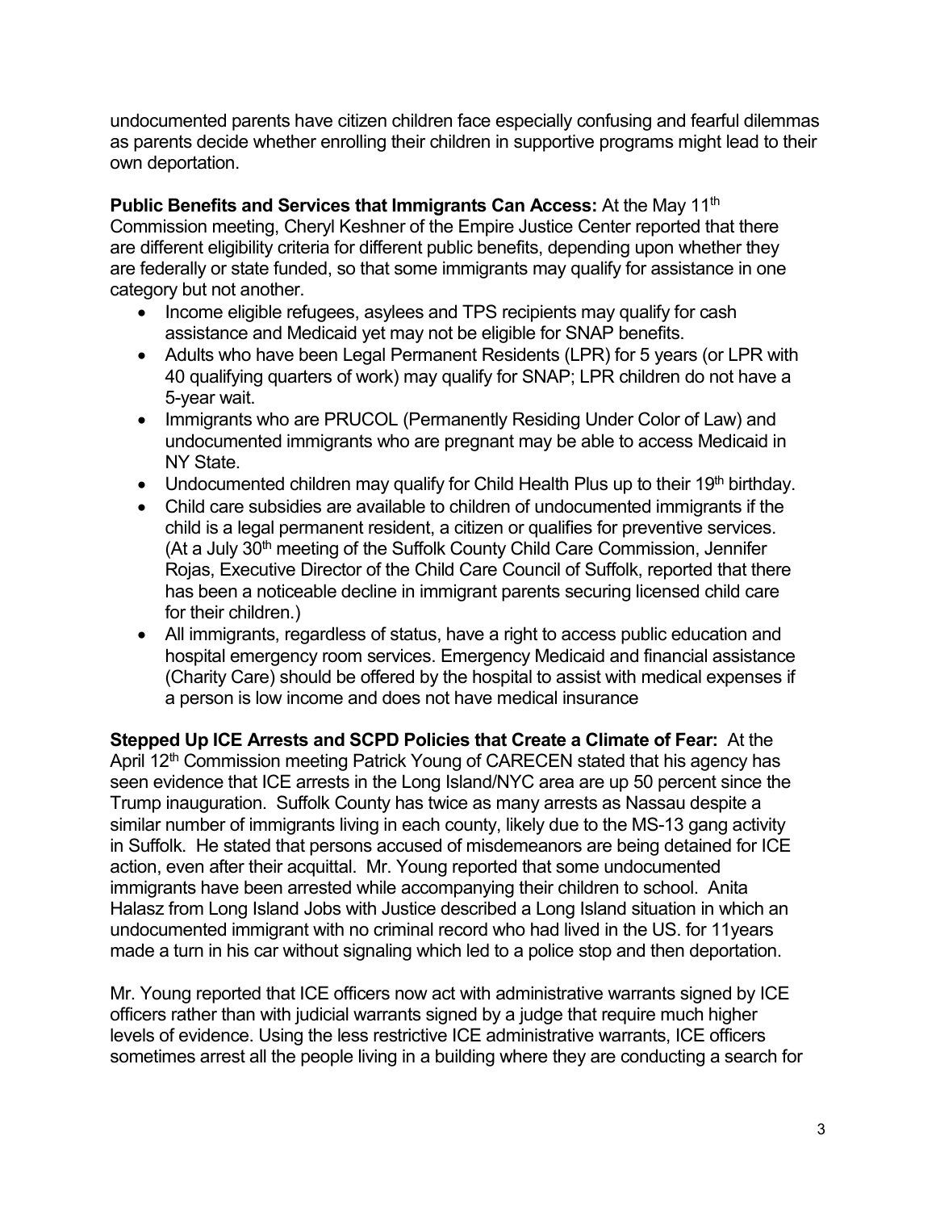undocumented parents have citizen children face especially confusing and fearful dilemmas as parents decide whether enrolling their children in supportive programs might lead to their own deportation.

**Public Benefits and Services that Immigrants Can Access:** At the May 11th Commission meeting, Cheryl Keshner of the Empire Justice Center reported that there are different eligibility criteria for different public benefits, depending upon whether they are federally or state funded, so that some immigrants may qualify for assistance in one category but not another.

- Income eligible refugees, asylees and TPS recipients may qualify for cash assistance and Medicaid yet may not be eligible for SNAP benefits.
- Adults who have been Legal Permanent Residents (LPR) for 5 years (or LPR with 40 qualifying quarters of work) may qualify for SNAP; LPR children do not have a 5-year wait.
- Immigrants who are PRUCOL (Permanently Residing Under Color of Law) and undocumented immigrants who are pregnant may be able to access Medicaid in NY State.
- Undocumented children may qualify for Child Health Plus up to their 19th birthday.
- Child care subsidies are available to children of undocumented immigrants if the child is a legal permanent resident, a citizen or qualifies for preventive services. (At a July 30th meeting of the Suffolk County Child Care Commission, Jennifer Rojas, Executive Director of the Child Care Council of Suffolk, reported that there has been a noticeable decline in immigrant parents securing licensed child care for their children.)
- All immigrants, regardless of status, have a right to access public education and hospital emergency room services. Emergency Medicaid and financial assistance (Charity Care) should be offered by the hospital to assist with medical expenses if a person is low income and does not have medical insurance

**Stepped Up ICE Arrests and SCPD Policies that Create a Climate of Fear:** At the April 12th Commission meeting Patrick Young of CARECEN stated that his agency has seen evidence that ICE arrests in the Long Island/NYC area are up 50 percent since the Trump inauguration. Suffolk County has twice as many arrests as Nassau despite a similar number of immigrants living in each county, likely due to the MS-13 gang activity in Suffolk. He stated that persons accused of misdemeanors are being detained for ICE action, even after their acquittal. Mr. Young reported that some undocumented immigrants have been arrested while accompanying their children to school. Anita Halasz from Long Island Jobs with Justice described a Long Island situation in which an undocumented immigrant with no criminal record who had lived in the US. for 11years made a turn in his car without signaling which led to a police stop and then deportation.

Mr. Young reported that ICE officers now act with administrative warrants signed by ICE officers rather than with judicial warrants signed by a judge that require much higher levels of evidence. Using the less restrictive ICE administrative warrants, ICE officers sometimes arrest all the people living in a building where they are conducting a search for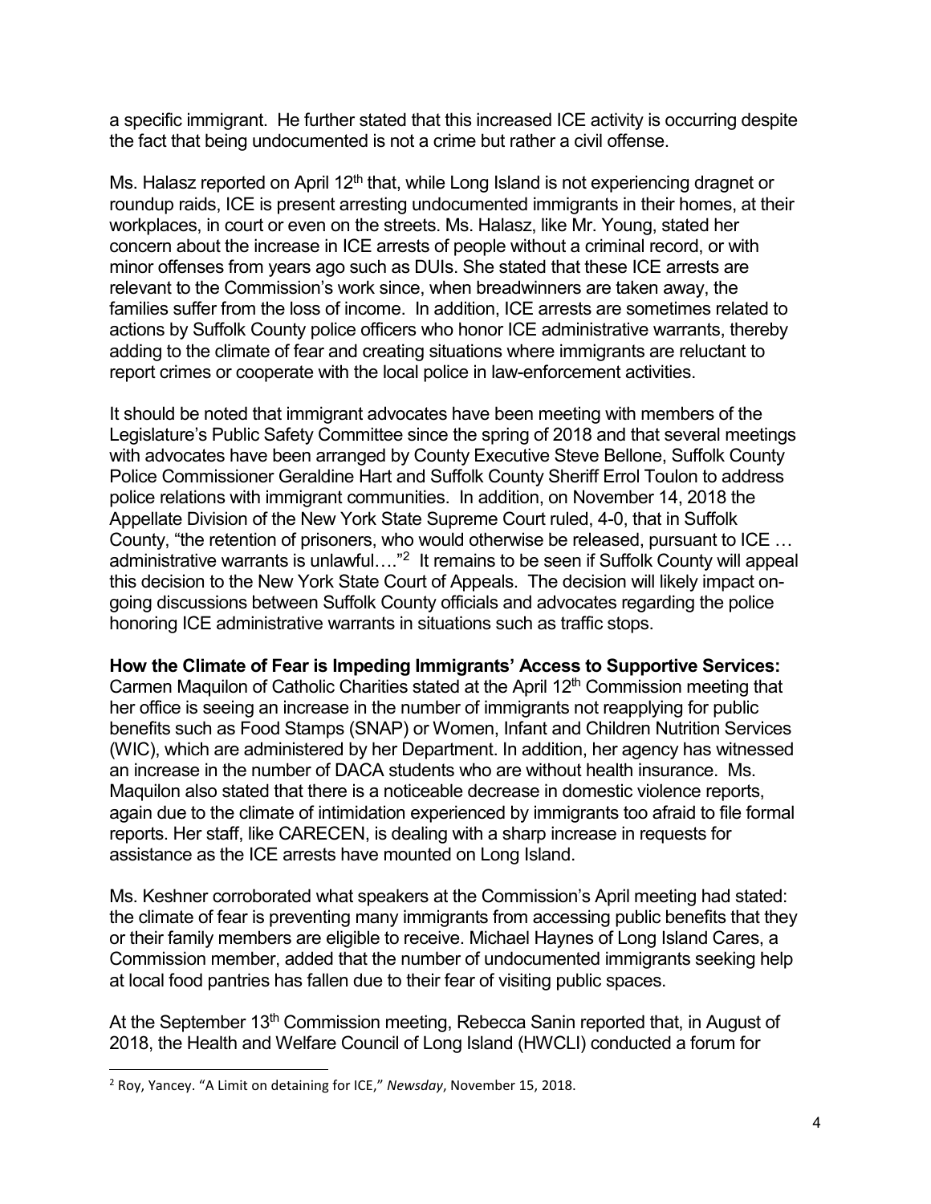a specific immigrant. He further stated that this increased ICE activity is occurring despite the fact that being undocumented is not a crime but rather a civil offense.

Ms. Halasz reported on April 12th that, while Long Island is not experiencing dragnet or roundup raids, ICE is present arresting undocumented immigrants in their homes, at their workplaces, in court or even on the streets. Ms. Halasz, like Mr. Young, stated her concern about the increase in ICE arrests of people without a criminal record, or with minor offenses from years ago such as DUIs. She stated that these ICE arrests are relevant to the Commission's work since, when breadwinners are taken away, the families suffer from the loss of income. In addition, ICE arrests are sometimes related to actions by Suffolk County police officers who honor ICE administrative warrants, thereby adding to the climate of fear and creating situations where immigrants are reluctant to report crimes or cooperate with the local police in law-enforcement activities.

It should be noted that immigrant advocates have been meeting with members of the Legislature's Public Safety Committee since the spring of 2018 and that several meetings with advocates have been arranged by County Executive Steve Bellone, Suffolk County Police Commissioner Geraldine Hart and Suffolk County Sheriff Errol Toulon to address police relations with immigrant communities. In addition, on November 14, 2018 the Appellate Division of the New York State Supreme Court ruled, 4-0, that in Suffolk County, "the retention of prisoners, who would otherwise be released, pursuant to ICE … administrative warrants is unlawful…."[2] It remains to be seen if Suffolk County will appeal this decision to the New York State Court of Appeals. The decision will likely impact on-going discussions between Suffolk County officials and advocates regarding the police honoring ICE administrative warrants in situations such as traffic stops.

**How the Climate of Fear is Impeding Immigrants' Access to Supportive Services:** Carmen Maquilon of Catholic Charities stated at the April 12th Commission meeting that her office is seeing an increase in the number of immigrants not reapplying for public benefits such as Food Stamps (SNAP) or Women, Infant and Children Nutrition Services (WIC), which are administered by her Department. In addition, her agency has witnessed an increase in the number of DACA students who are without health insurance. Ms. Maquilon also stated that there is a noticeable decrease in domestic violence reports, again due to the climate of intimidation experienced by immigrants too afraid to file formal reports. Her staff, like CARECEN, is dealing with a sharp increase in requests for assistance as the ICE arrests have mounted on Long Island.

Ms. Keshner corroborated what speakers at the Commission's April meeting had stated: the climate of fear is preventing many immigrants from accessing public benefits that they or their family members are eligible to receive. Michael Haynes of Long Island Cares, a Commission member, added that the number of undocumented immigrants seeking help at local food pantries has fallen due to their fear of visiting public spaces.

At the September 13th Commission meeting, Rebecca Sanin reported that, in August of 2018, the Health and Welfare Council of Long Island (HWCLI) conducted a forum for

---

[2] Roy, Yancey. "A Limit on detaining for ICE," *Newsday*, November 15, 2018.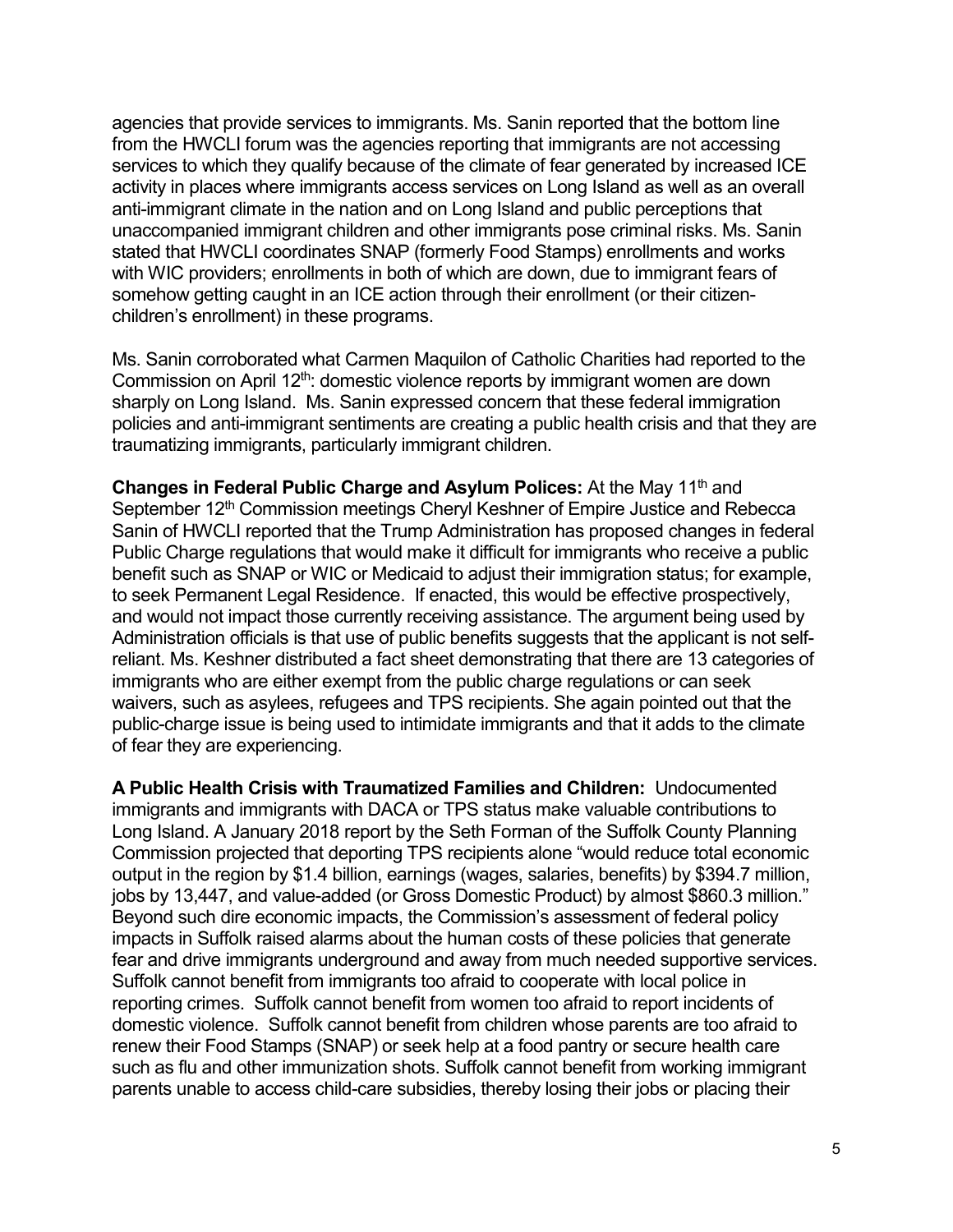agencies that provide services to immigrants. Ms. Sanin reported that the bottom line from the HWCLI forum was the agencies reporting that immigrants are not accessing services to which they qualify because of the climate of fear generated by increased ICE activity in places where immigrants access services on Long Island as well as an overall anti-immigrant climate in the nation and on Long Island and public perceptions that unaccompanied immigrant children and other immigrants pose criminal risks. Ms. Sanin stated that HWCLI coordinates SNAP (formerly Food Stamps) enrollments and works with WIC providers; enrollments in both of which are down, due to immigrant fears of somehow getting caught in an ICE action through their enrollment (or their citizen-children's enrollment) in these programs.

Ms. Sanin corroborated what Carmen Maquilon of Catholic Charities had reported to the Commission on April 12th: domestic violence reports by immigrant women are down sharply on Long Island. Ms. Sanin expressed concern that these federal immigration policies and anti-immigrant sentiments are creating a public health crisis and that they are traumatizing immigrants, particularly immigrant children.

**Changes in Federal Public Charge and Asylum Polices:** At the May 11th and September 12th Commission meetings Cheryl Keshner of Empire Justice and Rebecca Sanin of HWCLI reported that the Trump Administration has proposed changes in federal Public Charge regulations that would make it difficult for immigrants who receive a public benefit such as SNAP or WIC or Medicaid to adjust their immigration status; for example, to seek Permanent Legal Residence. If enacted, this would be effective prospectively, and would not impact those currently receiving assistance. The argument being used by Administration officials is that use of public benefits suggests that the applicant is not self-reliant. Ms. Keshner distributed a fact sheet demonstrating that there are 13 categories of immigrants who are either exempt from the public charge regulations or can seek waivers, such as asylees, refugees and TPS recipients. She again pointed out that the public-charge issue is being used to intimidate immigrants and that it adds to the climate of fear they are experiencing.

**A Public Health Crisis with Traumatized Families and Children:** Undocumented immigrants and immigrants with DACA or TPS status make valuable contributions to Long Island. A January 2018 report by the Seth Forman of the Suffolk County Planning Commission projected that deporting TPS recipients alone "would reduce total economic output in the region by $1.4 billion, earnings (wages, salaries, benefits) by $394.7 million, jobs by 13,447, and value-added (or Gross Domestic Product) by almost $860.3 million." Beyond such dire economic impacts, the Commission's assessment of federal policy impacts in Suffolk raised alarms about the human costs of these policies that generate fear and drive immigrants underground and away from much needed supportive services. Suffolk cannot benefit from immigrants too afraid to cooperate with local police in reporting crimes. Suffolk cannot benefit from women too afraid to report incidents of domestic violence. Suffolk cannot benefit from children whose parents are too afraid to renew their Food Stamps (SNAP) or seek help at a food pantry or secure health care such as flu and other immunization shots. Suffolk cannot benefit from working immigrant parents unable to access child-care subsidies, thereby losing their jobs or placing their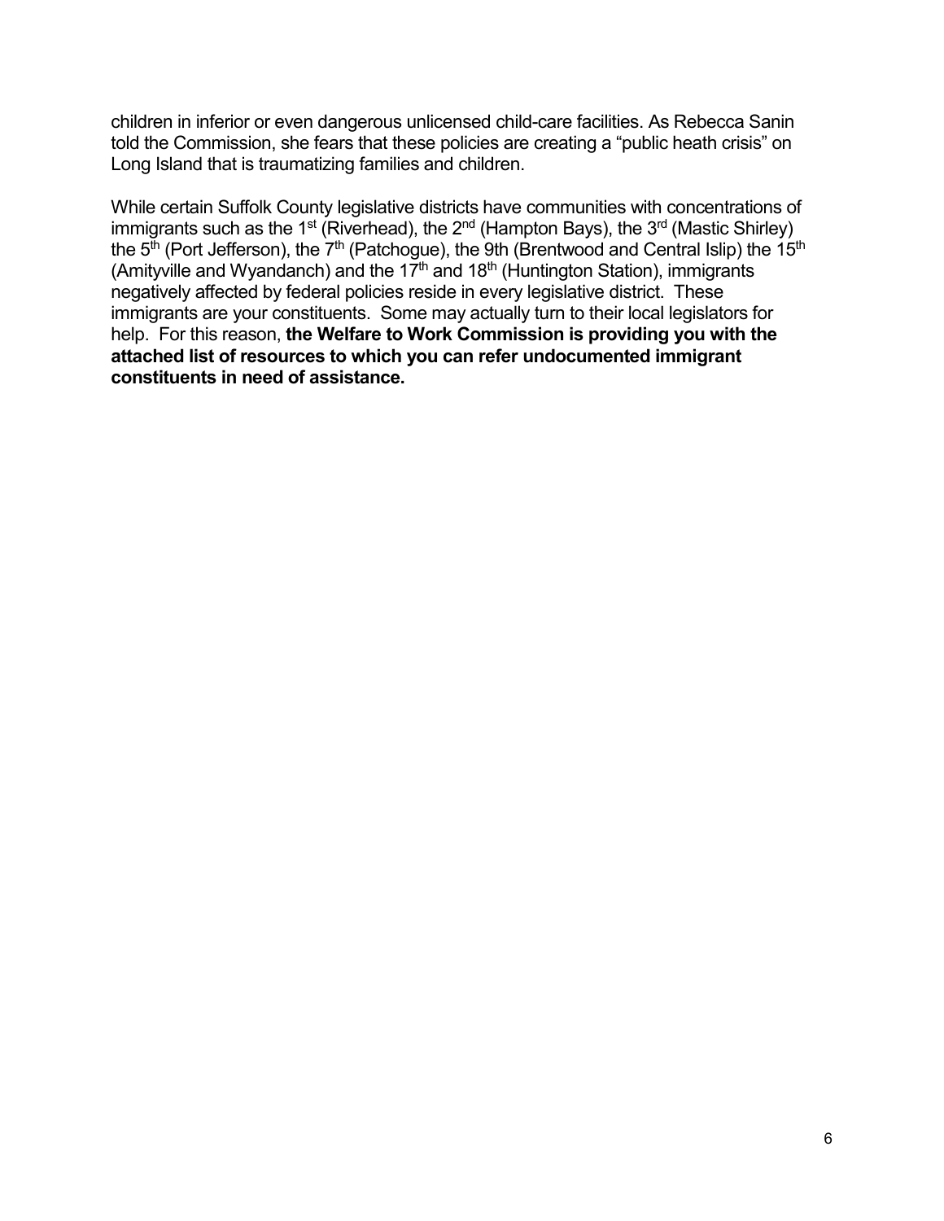children in inferior or even dangerous unlicensed child-care facilities. As Rebecca Sanin told the Commission, she fears that these policies are creating a "public heath crisis" on Long Island that is traumatizing families and children.

While certain Suffolk County legislative districts have communities with concentrations of immigrants such as the 1st (Riverhead), the 2nd (Hampton Bays), the 3rd (Mastic Shirley) the 5th (Port Jefferson), the 7th (Patchogue), the 9th (Brentwood and Central Islip) the 15th (Amityville and Wyandanch) and the 17th and 18th (Huntington Station), immigrants negatively affected by federal policies reside in every legislative district. These immigrants are your constituents. Some may actually turn to their local legislators for help. For this reason, **the Welfare to Work Commission is providing you with the attached list of resources to which you can refer undocumented immigrant constituents in need of assistance.**